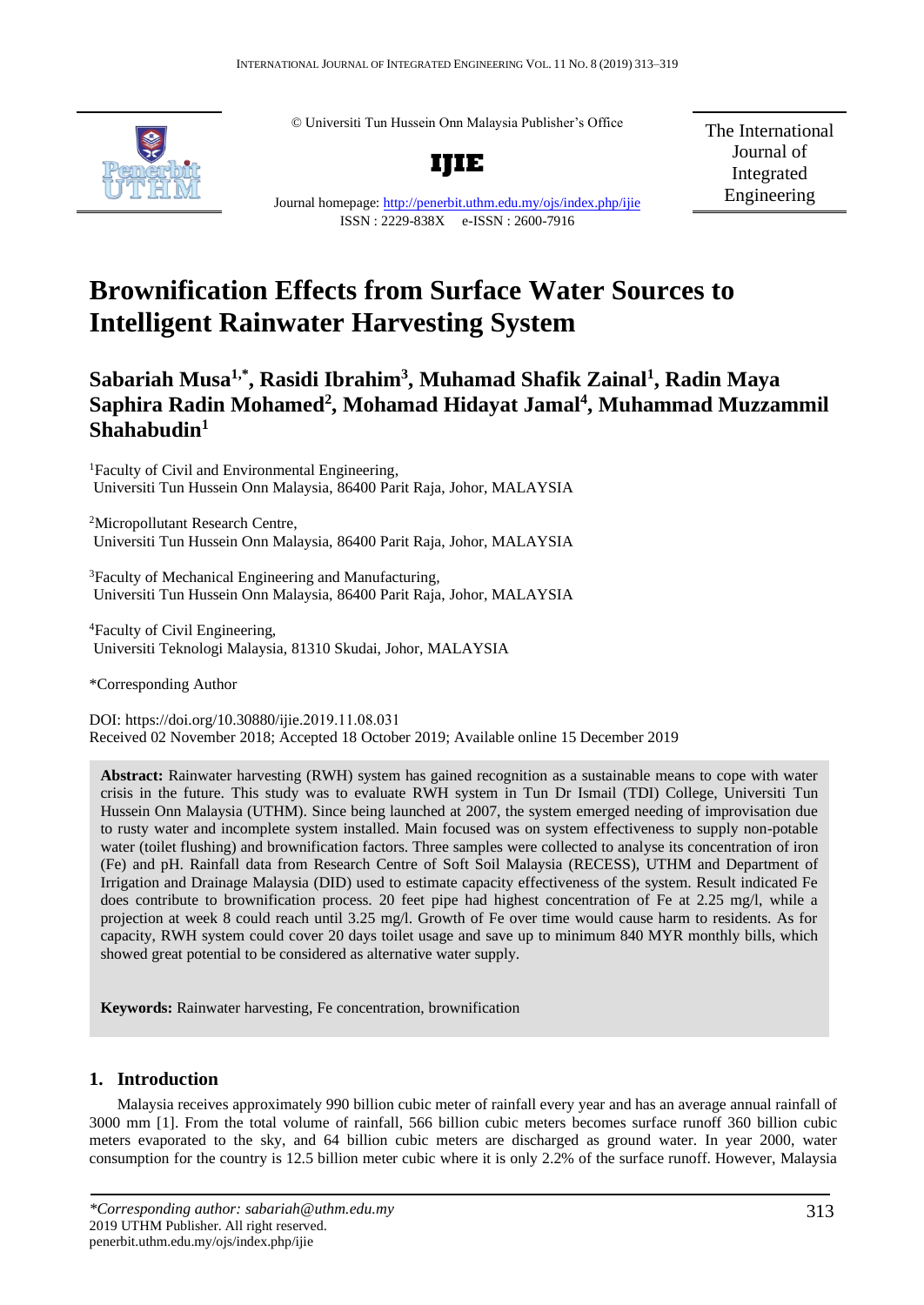© Universiti Tun Hussein Onn Malaysia Publisher's Office

**IJIE**

Journal homepage: http://penerbit.uthm.edu.my/ojs/index.php/ijie

ISSN : 2229-838X e-ISSN : 2600-7916

The International Journal of Integrated Engineering

# Brownification Effects from Surface Water Sources to Intelligent Rainwater Harvesting System

**Sabariah Musa[1,*], Rasidi Ibrahim[3], Muhamad Shafik Zainal[1], Radin Maya Saphira Radin Mohamed[2], Mohamad Hidayat Jamal[4], Muhammad Muzzammil Shahabudin[1]**

[1]Faculty of Civil and Environmental Engineering, Universiti Tun Hussein Onn Malaysia, 86400 Parit Raja, Johor, MALAYSIA

[2]Micropollutant Research Centre, Universiti Tun Hussein Onn Malaysia, 86400 Parit Raja, Johor, MALAYSIA

[3]Faculty of Mechanical Engineering and Manufacturing, Universiti Tun Hussein Onn Malaysia, 86400 Parit Raja, Johor, MALAYSIA

[4]Faculty of Civil Engineering, Universiti Teknologi Malaysia, 81310 Skudai, Johor, MALAYSIA

*Corresponding Author

DOI: https://doi.org/10.30880/ijie.2019.11.08.031

Received 02 November 2018; Accepted 18 October 2019; Available online 15 December 2019

**Abstract:** Rainwater harvesting (RWH) system has gained recognition as a sustainable means to cope with water crisis in the future. This study was to evaluate RWH system in Tun Dr Ismail (TDI) College, Universiti Tun Hussein Onn Malaysia (UTHM). Since being launched at 2007, the system emerged needing of improvisation due to rusty water and incomplete system installed. Main focused was on system effectiveness to supply non-potable water (toilet flushing) and brownification factors. Three samples were collected to analyse its concentration of iron (Fe) and pH. Rainfall data from Research Centre of Soft Soil Malaysia (RECESS), UTHM and Department of Irrigation and Drainage Malaysia (DID) used to estimate capacity effectiveness of the system. Result indicated Fe does contribute to brownification process. 20 feet pipe had highest concentration of Fe at 2.25 mg/l, while a projection at week 8 could reach until 3.25 mg/l. Growth of Fe over time would cause harm to residents. As for capacity, RWH system could cover 20 days toilet usage and save up to minimum 840 MYR monthly bills, which showed great potential to be considered as alternative water supply.

**Keywords:** Rainwater harvesting, Fe concentration, brownification

## 1. Introduction

Malaysia receives approximately 990 billion cubic meter of rainfall every year and has an average annual rainfall of 3000 mm [1]. From the total volume of rainfall, 566 billion cubic meters becomes surface runoff 360 billion cubic meters evaporated to the sky, and 64 billion cubic meters are discharged as ground water. In year 2000, water consumption for the country is 12.5 billion meter cubic where it is only 2.2% of the surface runoff. However, Malaysia

*\*Corresponding author: sabariah@uthm.edu.my*
2019 UTHM Publisher. All right reserved.
penerbit.uthm.edu.my/ojs/index.php/ijie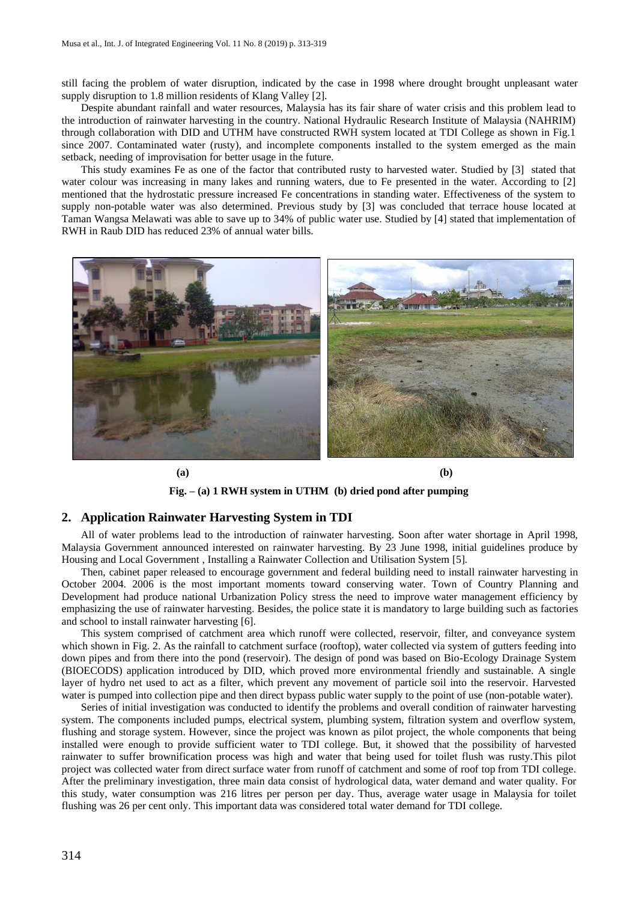still facing the problem of water disruption, indicated by the case in 1998 where drought brought unpleasant water supply disruption to 1.8 million residents of Klang Valley [2].

Despite abundant rainfall and water resources, Malaysia has its fair share of water crisis and this problem lead to the introduction of rainwater harvesting in the country. National Hydraulic Research Institute of Malaysia (NAHRIM) through collaboration with DID and UTHM have constructed RWH system located at TDI College as shown in Fig.1 since 2007. Contaminated water (rusty), and incomplete components installed to the system emerged as the main setback, needing of improvisation for better usage in the future.

This study examines Fe as one of the factor that contributed rusty to harvested water. Studied by [3] stated that water colour was increasing in many lakes and running waters, due to Fe presented in the water. According to [2] mentioned that the hydrostatic pressure increased Fe concentrations in standing water. Effectiveness of the system to supply non-potable water was also determined. Previous study by [3] was concluded that terrace house located at Taman Wangsa Melawati was able to save up to 34% of public water use. Studied by [4] stated that implementation of RWH in Raub DID has reduced 23% of annual water bills.

**(a)** **(b)**

**Fig. – (a) 1 RWH system in UTHM (b) dried pond after pumping**

## 2. Application Rainwater Harvesting System in TDI

All of water problems lead to the introduction of rainwater harvesting. Soon after water shortage in April 1998, Malaysia Government announced interested on rainwater harvesting. By 23 June 1998, initial guidelines produce by Housing and Local Government , Installing a Rainwater Collection and Utilisation System [5].

Then, cabinet paper released to encourage government and federal building need to install rainwater harvesting in October 2004. 2006 is the most important moments toward conserving water. Town of Country Planning and Development had produce national Urbanization Policy stress the need to improve water management efficiency by emphasizing the use of rainwater harvesting. Besides, the police state it is mandatory to large building such as factories and school to install rainwater harvesting [6].

This system comprised of catchment area which runoff were collected, reservoir, filter, and conveyance system which shown in Fig. 2. As the rainfall to catchment surface (rooftop), water collected via system of gutters feeding into down pipes and from there into the pond (reservoir). The design of pond was based on Bio-Ecology Drainage System (BIOECODS) application introduced by DID, which proved more environmental friendly and sustainable. A single layer of hydro net used to act as a filter, which prevent any movement of particle soil into the reservoir. Harvested water is pumped into collection pipe and then direct bypass public water supply to the point of use (non-potable water).

Series of initial investigation was conducted to identify the problems and overall condition of rainwater harvesting system. The components included pumps, electrical system, plumbing system, filtration system and overflow system, flushing and storage system. However, since the project was known as pilot project, the whole components that being installed were enough to provide sufficient water to TDI college. But, it showed that the possibility of harvested rainwater to suffer brownification process was high and water that being used for toilet flush was rusty.This pilot project was collected water from direct surface water from runoff of catchment and some of roof top from TDI college. After the preliminary investigation, three main data consist of hydrological data, water demand and water quality. For this study, water consumption was 216 litres per person per day. Thus, average water usage in Malaysia for toilet flushing was 26 per cent only. This important data was considered total water demand for TDI college.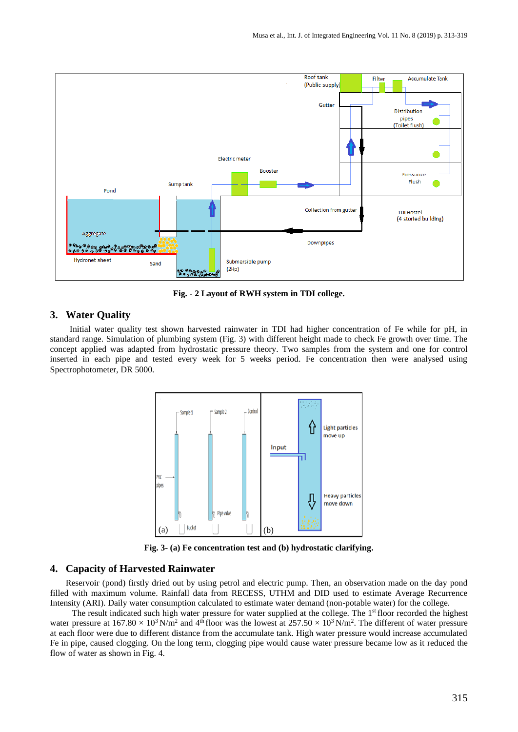Roof tank
(Public supply)
Filter
Accumulate Tank
Gutter
Distribution pipes
(Toilet flush)
Electric meter
Booster
Pressurize Flush
Sump tank
Pond
Collection from gutter
TDI Hostel
(4 storied building)
Aggregate
Downpipes
Hydronet sheet
Sand
Submersible pump
(2Hp)

**Fig. - 2 Layout of RWH system in TDI college.**

## 3. Water Quality

Initial water quality test shown harvested rainwater in TDI had higher concentration of Fe while for pH, in standard range. Simulation of plumbing system (Fig. 3) with different height made to check Fe growth over time. The concept applied was adapted from hydrostatic pressure theory. Two samples from the system and one for control inserted in each pipe and tested every week for 5 weeks period. Fe concentration then were analysed using Spectrophotometer, DR 5000.

Sample 1
Sample 2
Control
PVC pipes
Pipe valve
Bucket
(a)
Input
Light particles move up
Heavy particles move down
(b)

**Fig. 3- (a) Fe concentration test and (b) hydrostatic clarifying.**

## 4. Capacity of Harvested Rainwater

Reservoir (pond) firstly dried out by using petrol and electric pump. Then, an observation made on the day pond filled with maximum volume. Rainfall data from RECESS, UTHM and DID used to estimate Average Recurrence Intensity (ARI). Daily water consumption calculated to estimate water demand (non-potable water) for the college.

The result indicated such high water pressure for water supplied at the college. The 1st floor recorded the highest water pressure at $167.80 \times 10^3$ N/m$^2$ and 4th floor was the lowest at $257.50 \times 10^3$ N/m$^2$. The different of water pressure at each floor were due to different distance from the accumulate tank. High water pressure would increase accumulated Fe in pipe, caused clogging. On the long term, clogging pipe would cause water pressure became low as it reduced the flow of water as shown in Fig. 4.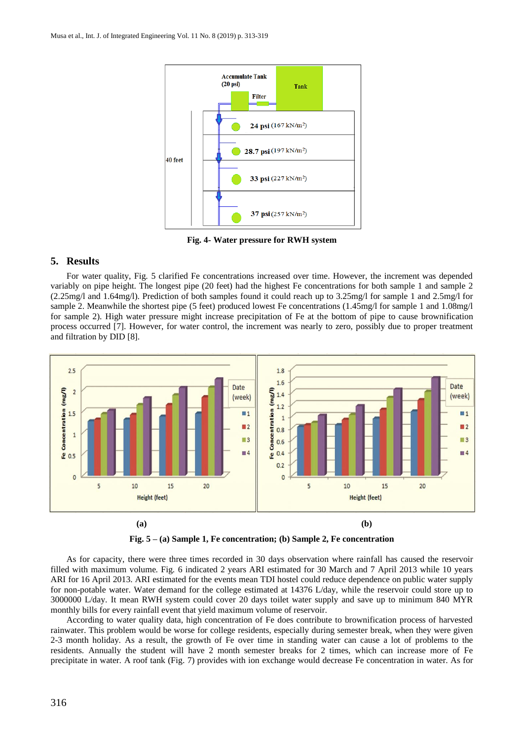Accumulate Tank (20 psi)

Filter

Tank

40 feet

24 psi (167 kN/m²)

28.7 psi (197 kN/m²)

33 psi (227 kN/m²)

37 psi (257 kN/m²)

**Fig. 4- Water pressure for RWH system**

## 5. Results

For water quality, Fig. 5 clarified Fe concentrations increased over time. However, the increment was depended variably on pipe height. The longest pipe (20 feet) had the highest Fe concentrations for both sample 1 and sample 2 (2.25mg/l and 1.64mg/l). Prediction of both samples found it could reach up to 3.25mg/l for sample 1 and 2.5mg/l for sample 2. Meanwhile the shortest pipe (5 feet) produced lowest Fe concentrations (1.45mg/l for sample 1 and 1.08mg/l for sample 2). High water pressure might increase precipitation of Fe at the bottom of pipe to cause brownification process occurred [7]. However, for water control, the increment was nearly to zero, possibly due to proper treatment and filtration by DID [8].

Fe Concentration (mg/l)

2.5
2
1.5
1
0.5
0

5
10
15
20

Height (feet)

Date (week)
1
2
3
4

Fe Concentration (mg/l)

1.8
1.6
1.4
1.2
1
0.8
0.6
0.4
0.2
0

5
10
15
20

Height (feet)

Date (week)
1
2
3
4

**(a)** **(b)**

**Fig. 5 – (a) Sample 1, Fe concentration; (b) Sample 2, Fe concentration**

As for capacity, there were three times recorded in 30 days observation where rainfall has caused the reservoir filled with maximum volume. Fig. 6 indicated 2 years ARI estimated for 30 March and 7 April 2013 while 10 years ARI for 16 April 2013. ARI estimated for the events mean TDI hostel could reduce dependence on public water supply for non-potable water. Water demand for the college estimated at 14376 L/day, while the reservoir could store up to 3000000 L/day. It mean RWH system could cover 20 days toilet water supply and save up to minimum 840 MYR monthly bills for every rainfall event that yield maximum volume of reservoir.

According to water quality data, high concentration of Fe does contribute to brownification process of harvested rainwater. This problem would be worse for college residents, especially during semester break, when they were given 2-3 month holiday. As a result, the growth of Fe over time in standing water can cause a lot of problems to the residents. Annually the student will have 2 month semester breaks for 2 times, which can increase more of Fe precipitate in water. A roof tank (Fig. 7) provides with ion exchange would decrease Fe concentration in water. As for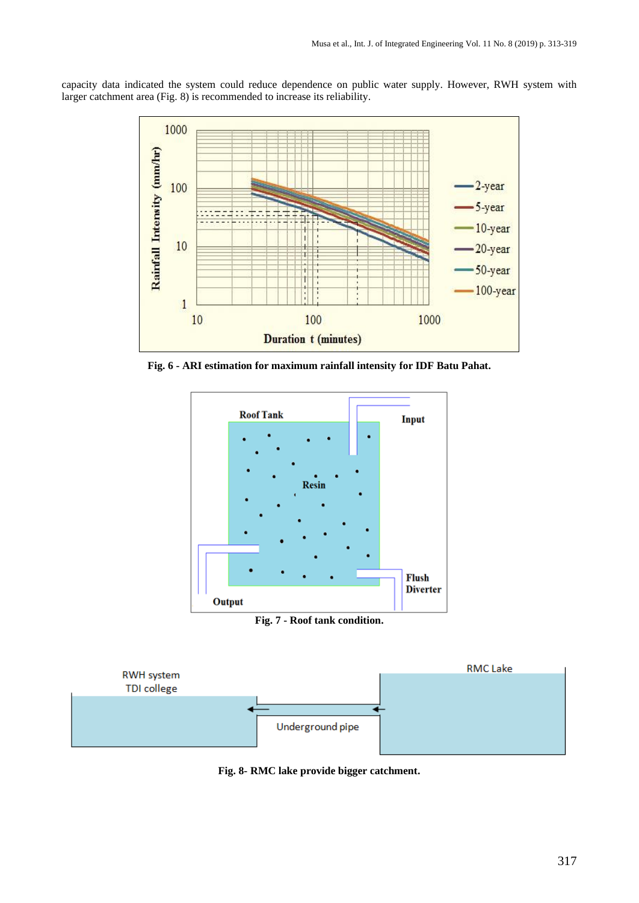capacity data indicated the system could reduce dependence on public water supply. However, RWH system with larger catchment area (Fig. 8) is recommended to increase its reliability.

Rainfall Intensity (mm/hr)

1000

100

10

1

10

100

1000

Duration t (minutes)

2-year

5-year

10-year

20-year

50-year

100-year

**Fig. 6 - ARI estimation for maximum rainfall intensity for IDF Batu Pahat.**

Roof Tank

Input

Resin

Output

Flush Diverter

**Fig. 7 - Roof tank condition.**

RWH system TDI college

Underground pipe

RMC Lake

**Fig. 8- RMC lake provide bigger catchment.**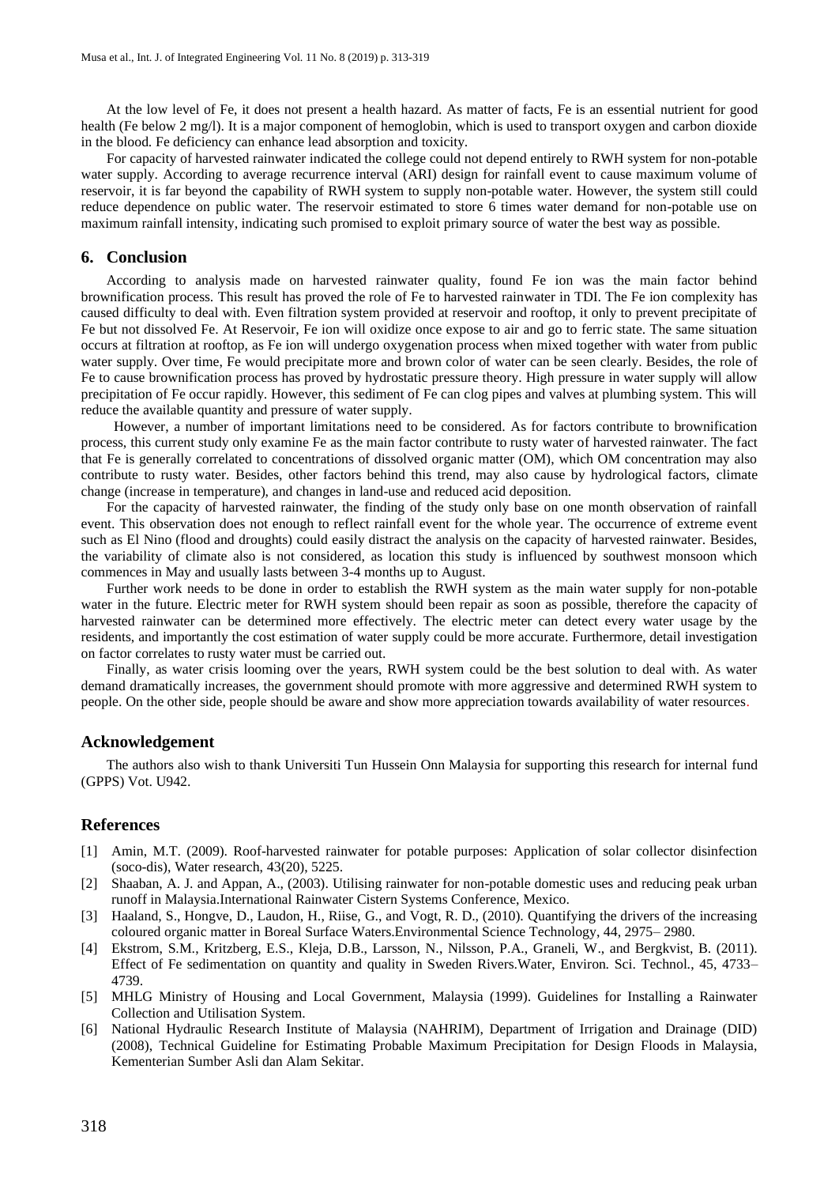At the low level of Fe, it does not present a health hazard. As matter of facts, Fe is an essential nutrient for good health (Fe below 2 mg/l). It is a major component of hemoglobin, which is used to transport oxygen and carbon dioxide in the blood. Fe deficiency can enhance lead absorption and toxicity.

For capacity of harvested rainwater indicated the college could not depend entirely to RWH system for non-potable water supply. According to average recurrence interval (ARI) design for rainfall event to cause maximum volume of reservoir, it is far beyond the capability of RWH system to supply non-potable water. However, the system still could reduce dependence on public water. The reservoir estimated to store 6 times water demand for non-potable use on maximum rainfall intensity, indicating such promised to exploit primary source of water the best way as possible.

## 6. Conclusion

According to analysis made on harvested rainwater quality, found Fe ion was the main factor behind brownification process. This result has proved the role of Fe to harvested rainwater in TDI. The Fe ion complexity has caused difficulty to deal with. Even filtration system provided at reservoir and rooftop, it only to prevent precipitate of Fe but not dissolved Fe. At Reservoir, Fe ion will oxidize once expose to air and go to ferric state. The same situation occurs at filtration at rooftop, as Fe ion will undergo oxygenation process when mixed together with water from public water supply. Over time, Fe would precipitate more and brown color of water can be seen clearly. Besides, the role of Fe to cause brownification process has proved by hydrostatic pressure theory. High pressure in water supply will allow precipitation of Fe occur rapidly. However, this sediment of Fe can clog pipes and valves at plumbing system. This will reduce the available quantity and pressure of water supply.

However, a number of important limitations need to be considered. As for factors contribute to brownification process, this current study only examine Fe as the main factor contribute to rusty water of harvested rainwater. The fact that Fe is generally correlated to concentrations of dissolved organic matter (OM), which OM concentration may also contribute to rusty water. Besides, other factors behind this trend, may also cause by hydrological factors, climate change (increase in temperature), and changes in land-use and reduced acid deposition.

For the capacity of harvested rainwater, the finding of the study only base on one month observation of rainfall event. This observation does not enough to reflect rainfall event for the whole year. The occurrence of extreme event such as El Nino (flood and droughts) could easily distract the analysis on the capacity of harvested rainwater. Besides, the variability of climate also is not considered, as location this study is influenced by southwest monsoon which commences in May and usually lasts between 3-4 months up to August.

Further work needs to be done in order to establish the RWH system as the main water supply for non-potable water in the future. Electric meter for RWH system should been repair as soon as possible, therefore the capacity of harvested rainwater can be determined more effectively. The electric meter can detect every water usage by the residents, and importantly the cost estimation of water supply could be more accurate. Furthermore, detail investigation on factor correlates to rusty water must be carried out.

Finally, as water crisis looming over the years, RWH system could be the best solution to deal with. As water demand dramatically increases, the government should promote with more aggressive and determined RWH system to people. On the other side, people should be aware and show more appreciation towards availability of water resources.

## Acknowledgement

The authors also wish to thank Universiti Tun Hussein Onn Malaysia for supporting this research for internal fund (GPPS) Vot. U942.

## References

[1] Amin, M.T. (2009). Roof-harvested rainwater for potable purposes: Application of solar collector disinfection (soco-dis), Water research, 43(20), 5225.

[2] Shaaban, A. J. and Appan, A., (2003). Utilising rainwater for non-potable domestic uses and reducing peak urban runoff in Malaysia.International Rainwater Cistern Systems Conference, Mexico.

[3] Haaland, S., Hongve, D., Laudon, H., Riise, G., and Vogt, R. D., (2010). Quantifying the drivers of the increasing coloured organic matter in Boreal Surface Waters.Environmental Science Technology, 44, 2975– 2980.

[4] Ekstrom, S.M., Kritzberg, E.S., Kleja, D.B., Larsson, N., Nilsson, P.A., Graneli, W., and Bergkvist, B. (2011). Effect of Fe sedimentation on quantity and quality in Sweden Rivers.Water, Environ. Sci. Technol., 45, 4733– 4739.

[5] MHLG Ministry of Housing and Local Government, Malaysia (1999). Guidelines for Installing a Rainwater Collection and Utilisation System.

[6] National Hydraulic Research Institute of Malaysia (NAHRIM), Department of Irrigation and Drainage (DID) (2008), Technical Guideline for Estimating Probable Maximum Precipitation for Design Floods in Malaysia, Kementerian Sumber Asli dan Alam Sekitar.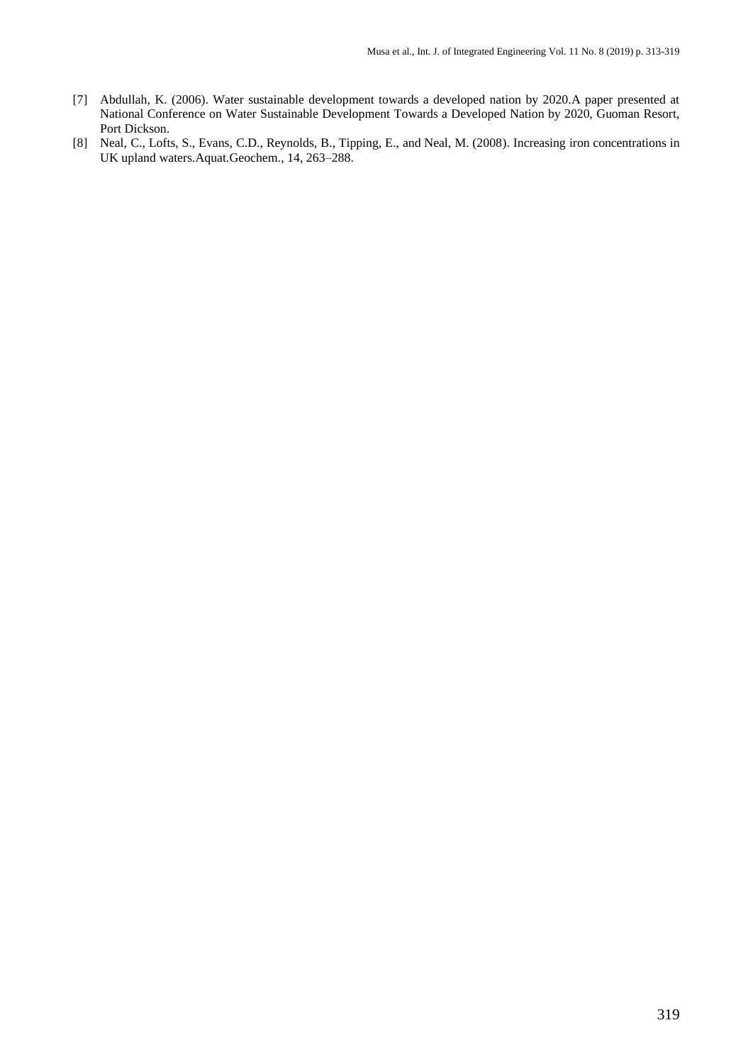[7] Abdullah, K. (2006). Water sustainable development towards a developed nation by 2020.A paper presented at National Conference on Water Sustainable Development Towards a Developed Nation by 2020, Guoman Resort, Port Dickson.

[8] Neal, C., Lofts, S., Evans, C.D., Reynolds, B., Tipping, E., and Neal, M. (2008). Increasing iron concentrations in UK upland waters.Aquat.Geochem., 14, 263–288.